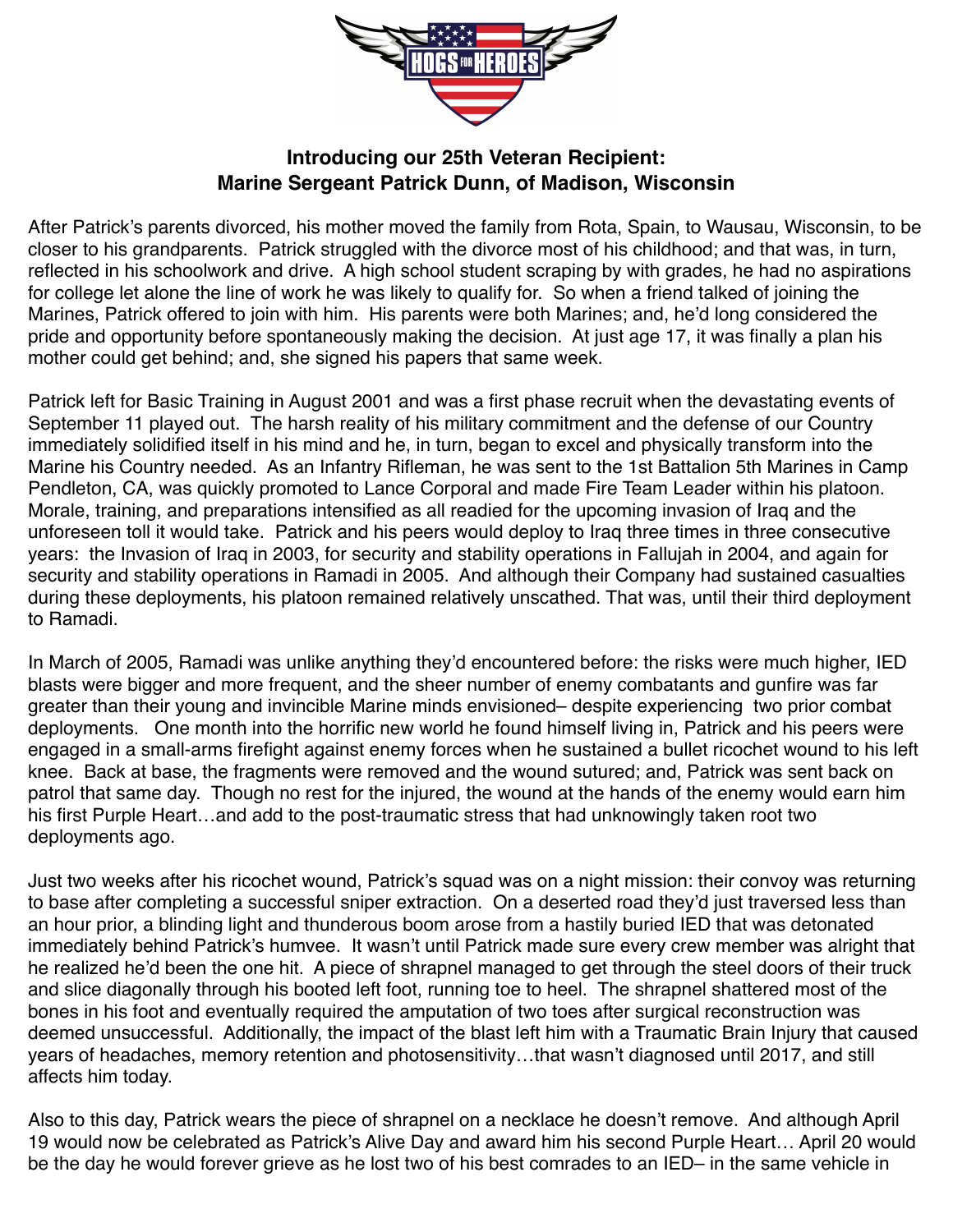## Introducing our 25th Veteran Recipient: Marine Sergeant Patrick Dunn, of Madison, Wisconsin

After Patrick's parents divorced, his mother moved the family from Rota, Spain, to Wausau, Wisconsin, to be closer to his grandparents. Patrick struggled with the divorce most of his childhood; and that was, in turn, reflected in his schoolwork and drive. A high school student scraping by with grades, he had no aspirations for college let alone the line of work he was likely to qualify for. So when a friend talked of joining the Marines, Patrick offered to join with him. His parents were both Marines; and, he'd long considered the pride and opportunity before spontaneously making the decision. At just age 17, it was finally a plan his mother could get behind; and, she signed his papers that same week.

Patrick left for Basic Training in August 2001 and was a first phase recruit when the devastating events of September 11 played out. The harsh reality of his military commitment and the defense of our Country immediately solidified itself in his mind and he, in turn, began to excel and physically transform into the Marine his Country needed. As an Infantry Rifleman, he was sent to the 1st Battalion 5th Marines in Camp Pendleton, CA, was quickly promoted to Lance Corporal and made Fire Team Leader within his platoon. Morale, training, and preparations intensified as all readied for the upcoming invasion of Iraq and the unforeseen toll it would take. Patrick and his peers would deploy to Iraq three times in three consecutive years: the Invasion of Iraq in 2003, for security and stability operations in Fallujah in 2004, and again for security and stability operations in Ramadi in 2005. And although their Company had sustained casualties during these deployments, his platoon remained relatively unscathed. That was, until their third deployment to Ramadi.

In March of 2005, Ramadi was unlike anything they'd encountered before: the risks were much higher, IED blasts were bigger and more frequent, and the sheer number of enemy combatants and gunfire was far greater than their young and invincible Marine minds envisioned– despite experiencing two prior combat deployments. One month into the horrific new world he found himself living in, Patrick and his peers were engaged in a small-arms firefight against enemy forces when he sustained a bullet ricochet wound to his left knee. Back at base, the fragments were removed and the wound sutured; and, Patrick was sent back on patrol that same day. Though no rest for the injured, the wound at the hands of the enemy would earn him his first Purple Heart…and add to the post-traumatic stress that had unknowingly taken root two deployments ago.

Just two weeks after his ricochet wound, Patrick's squad was on a night mission: their convoy was returning to base after completing a successful sniper extraction. On a deserted road they'd just traversed less than an hour prior, a blinding light and thunderous boom arose from a hastily buried IED that was detonated immediately behind Patrick's humvee. It wasn't until Patrick made sure every crew member was alright that he realized he'd been the one hit. A piece of shrapnel managed to get through the steel doors of their truck and slice diagonally through his booted left foot, running toe to heel. The shrapnel shattered most of the bones in his foot and eventually required the amputation of two toes after surgical reconstruction was deemed unsuccessful. Additionally, the impact of the blast left him with a Traumatic Brain Injury that caused years of headaches, memory retention and photosensitivity…that wasn't diagnosed until 2017, and still affects him today.

Also to this day, Patrick wears the piece of shrapnel on a necklace he doesn't remove. And although April 19 would now be celebrated as Patrick's Alive Day and award him his second Purple Heart… April 20 would be the day he would forever grieve as he lost two of his best comrades to an IED– in the same vehicle in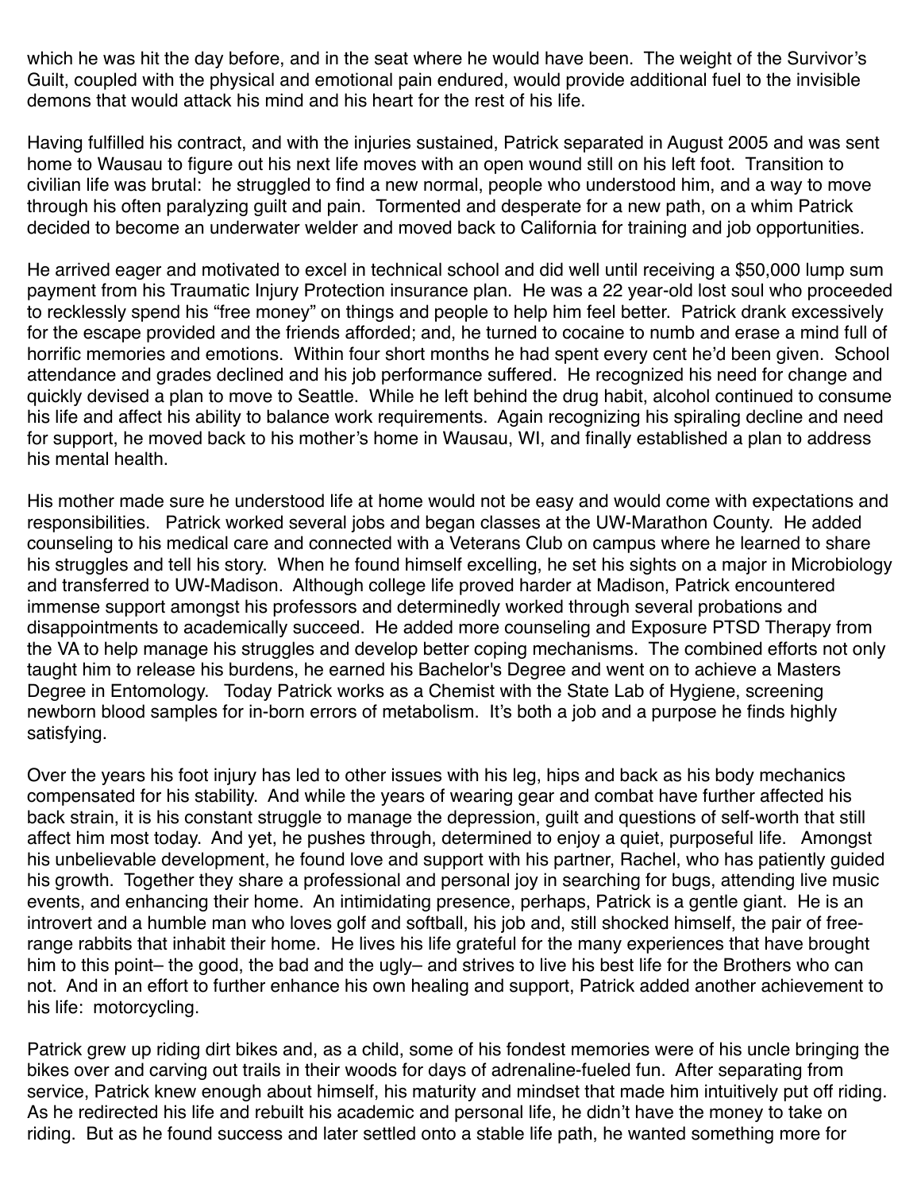which he was hit the day before, and in the seat where he would have been. The weight of the Survivor's Guilt, coupled with the physical and emotional pain endured, would provide additional fuel to the invisible demons that would attack his mind and his heart for the rest of his life.

Having fulfilled his contract, and with the injuries sustained, Patrick separated in August 2005 and was sent home to Wausau to figure out his next life moves with an open wound still on his left foot. Transition to civilian life was brutal: he struggled to find a new normal, people who understood him, and a way to move through his often paralyzing guilt and pain. Tormented and desperate for a new path, on a whim Patrick decided to become an underwater welder and moved back to California for training and job opportunities.

He arrived eager and motivated to excel in technical school and did well until receiving a $50,000 lump sum payment from his Traumatic Injury Protection insurance plan. He was a 22 year-old lost soul who proceeded to recklessly spend his "free money" on things and people to help him feel better. Patrick drank excessively for the escape provided and the friends afforded; and, he turned to cocaine to numb and erase a mind full of horrific memories and emotions. Within four short months he had spent every cent he'd been given. School attendance and grades declined and his job performance suffered. He recognized his need for change and quickly devised a plan to move to Seattle. While he left behind the drug habit, alcohol continued to consume his life and affect his ability to balance work requirements. Again recognizing his spiraling decline and need for support, he moved back to his mother's home in Wausau, WI, and finally established a plan to address his mental health.

His mother made sure he understood life at home would not be easy and would come with expectations and responsibilities. Patrick worked several jobs and began classes at the UW-Marathon County. He added counseling to his medical care and connected with a Veterans Club on campus where he learned to share his struggles and tell his story. When he found himself excelling, he set his sights on a major in Microbiology and transferred to UW-Madison. Although college life proved harder at Madison, Patrick encountered immense support amongst his professors and determinedly worked through several probations and disappointments to academically succeed. He added more counseling and Exposure PTSD Therapy from the VA to help manage his struggles and develop better coping mechanisms. The combined efforts not only taught him to release his burdens, he earned his Bachelor's Degree and went on to achieve a Masters Degree in Entomology. Today Patrick works as a Chemist with the State Lab of Hygiene, screening newborn blood samples for in-born errors of metabolism. It's both a job and a purpose he finds highly satisfying.

Over the years his foot injury has led to other issues with his leg, hips and back as his body mechanics compensated for his stability. And while the years of wearing gear and combat have further affected his back strain, it is his constant struggle to manage the depression, guilt and questions of self-worth that still affect him most today. And yet, he pushes through, determined to enjoy a quiet, purposeful life. Amongst his unbelievable development, he found love and support with his partner, Rachel, who has patiently guided his growth. Together they share a professional and personal joy in searching for bugs, attending live music events, and enhancing their home. An intimidating presence, perhaps, Patrick is a gentle giant. He is an introvert and a humble man who loves golf and softball, his job and, still shocked himself, the pair of free-range rabbits that inhabit their home. He lives his life grateful for the many experiences that have brought him to this point– the good, the bad and the ugly– and strives to live his best life for the Brothers who can not. And in an effort to further enhance his own healing and support, Patrick added another achievement to his life: motorcycling.

Patrick grew up riding dirt bikes and, as a child, some of his fondest memories were of his uncle bringing the bikes over and carving out trails in their woods for days of adrenaline-fueled fun. After separating from service, Patrick knew enough about himself, his maturity and mindset that made him intuitively put off riding. As he redirected his life and rebuilt his academic and personal life, he didn't have the money to take on riding. But as he found success and later settled onto a stable life path, he wanted something more for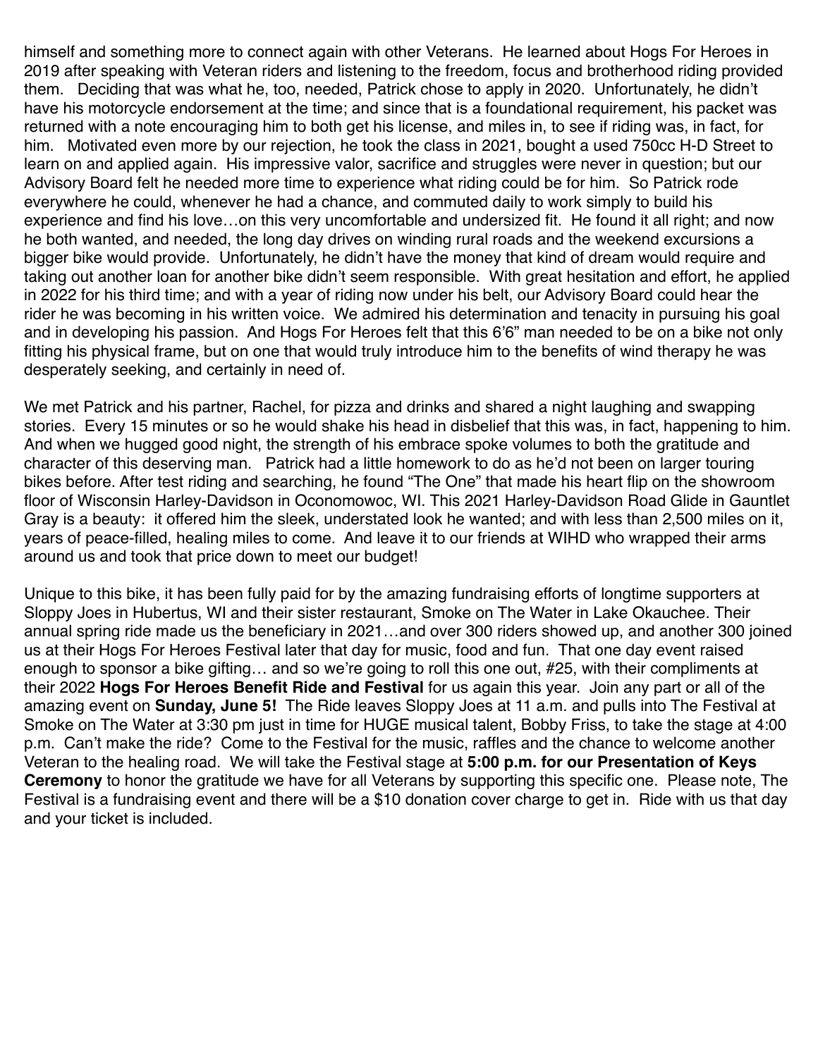himself and something more to connect again with other Veterans. He learned about Hogs For Heroes in 2019 after speaking with Veteran riders and listening to the freedom, focus and brotherhood riding provided them. Deciding that was what he, too, needed, Patrick chose to apply in 2020. Unfortunately, he didn't have his motorcycle endorsement at the time; and since that is a foundational requirement, his packet was returned with a note encouraging him to both get his license, and miles in, to see if riding was, in fact, for him. Motivated even more by our rejection, he took the class in 2021, bought a used 750cc H-D Street to learn on and applied again. His impressive valor, sacrifice and struggles were never in question; but our Advisory Board felt he needed more time to experience what riding could be for him. So Patrick rode everywhere he could, whenever he had a chance, and commuted daily to work simply to build his experience and find his love…on this very uncomfortable and undersized fit. He found it all right; and now he both wanted, and needed, the long day drives on winding rural roads and the weekend excursions a bigger bike would provide. Unfortunately, he didn't have the money that kind of dream would require and taking out another loan for another bike didn't seem responsible. With great hesitation and effort, he applied in 2022 for his third time; and with a year of riding now under his belt, our Advisory Board could hear the rider he was becoming in his written voice. We admired his determination and tenacity in pursuing his goal and in developing his passion. And Hogs For Heroes felt that this 6'6" man needed to be on a bike not only fitting his physical frame, but on one that would truly introduce him to the benefits of wind therapy he was desperately seeking, and certainly in need of.

We met Patrick and his partner, Rachel, for pizza and drinks and shared a night laughing and swapping stories. Every 15 minutes or so he would shake his head in disbelief that this was, in fact, happening to him. And when we hugged good night, the strength of his embrace spoke volumes to both the gratitude and character of this deserving man. Patrick had a little homework to do as he'd not been on larger touring bikes before. After test riding and searching, he found "The One" that made his heart flip on the showroom floor of Wisconsin Harley-Davidson in Oconomowoc, WI. This 2021 Harley-Davidson Road Glide in Gauntlet Gray is a beauty: it offered him the sleek, understated look he wanted; and with less than 2,500 miles on it, years of peace-filled, healing miles to come. And leave it to our friends at WIHD who wrapped their arms around us and took that price down to meet our budget!

Unique to this bike, it has been fully paid for by the amazing fundraising efforts of longtime supporters at Sloppy Joes in Hubertus, WI and their sister restaurant, Smoke on The Water in Lake Okauchee. Their annual spring ride made us the beneficiary in 2021…and over 300 riders showed up, and another 300 joined us at their Hogs For Heroes Festival later that day for music, food and fun. That one day event raised enough to sponsor a bike gifting… and so we're going to roll this one out, #25, with their compliments at their 2022 **Hogs For Heroes Benefit Ride and Festival** for us again this year. Join any part or all of the amazing event on **Sunday, June 5!** The Ride leaves Sloppy Joes at 11 a.m. and pulls into The Festival at Smoke on The Water at 3:30 pm just in time for HUGE musical talent, Bobby Friss, to take the stage at 4:00 p.m. Can't make the ride? Come to the Festival for the music, raffles and the chance to welcome another Veteran to the healing road. We will take the Festival stage at **5:00 p.m. for our Presentation of Keys Ceremony** to honor the gratitude we have for all Veterans by supporting this specific one. Please note, The Festival is a fundraising event and there will be a $10 donation cover charge to get in. Ride with us that day and your ticket is included.